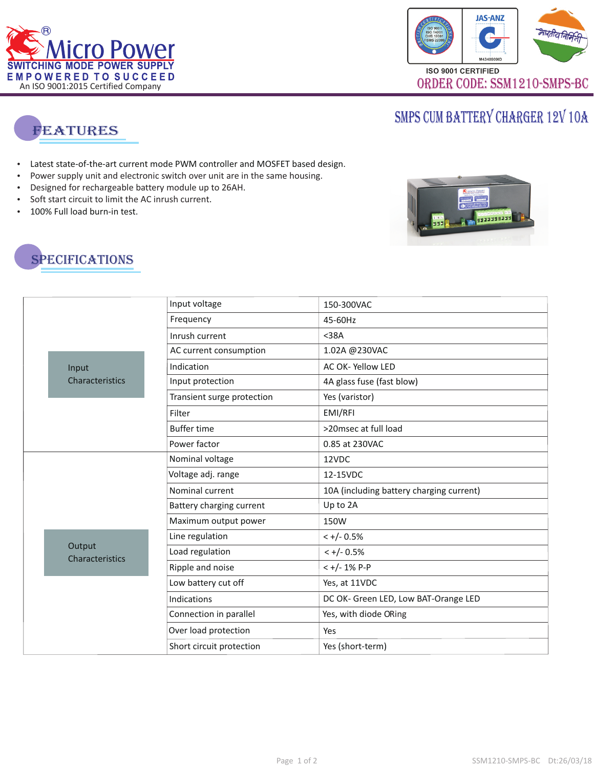Micro Power®
SWITCHING MODE POWER SUPPLY
EMPOWERED TO SUCCEED
An ISO 9001:2015 Certified Company

ISO 9001 CERTIFIED

ORDER CODE: SSM1210-SMPS-BC

# SMPS CUM BATTERY CHARGER 12V 10A

## FEATURES

- Latest state-of-the-art current mode PWM controller and MOSFET based design.
- Power supply unit and electronic switch over unit are in the same housing.
- Designed for rechargeable battery module up to 26AH.
- Soft start circuit to limit the AC inrush current.
- 100% Full load burn-in test.

## SPECIFICATIONS

| | | |
|---|---|---|
| Input Characteristics | Input voltage | 150-300VAC |
| | Frequency | 45-60Hz |
| | Inrush current | <38A |
| | AC current consumption | 1.02A @230VAC |
| | Indication | AC OK- Yellow LED |
| | Input protection | 4A glass fuse (fast blow) |
| | Transient surge protection | Yes (varistor) |
| | Filter | EMI/RFI |
| | Buffer time | >20msec at full load |
| | Power factor | 0.85 at 230VAC |
| Output Characteristics | Nominal voltage | 12VDC |
| | Voltage adj. range | 12-15VDC |
| | Nominal current | 10A (including battery charging current) |
| | Battery charging current | Up to 2A |
| | Maximum output power | 150W |
| | Line regulation | < +/- 0.5% |
| | Load regulation | < +/- 0.5% |
| | Ripple and noise | < +/- 1% P-P |
| | Low battery cut off | Yes, at 11VDC |
| | Indications | DC OK- Green LED, Low BAT-Orange LED |
| | Connection in parallel | Yes, with diode ORing |
| | Over load protection | Yes |
| | Short circuit protection | Yes (short-term) |

SSM1210-SMPS-BC Dt:26/03/18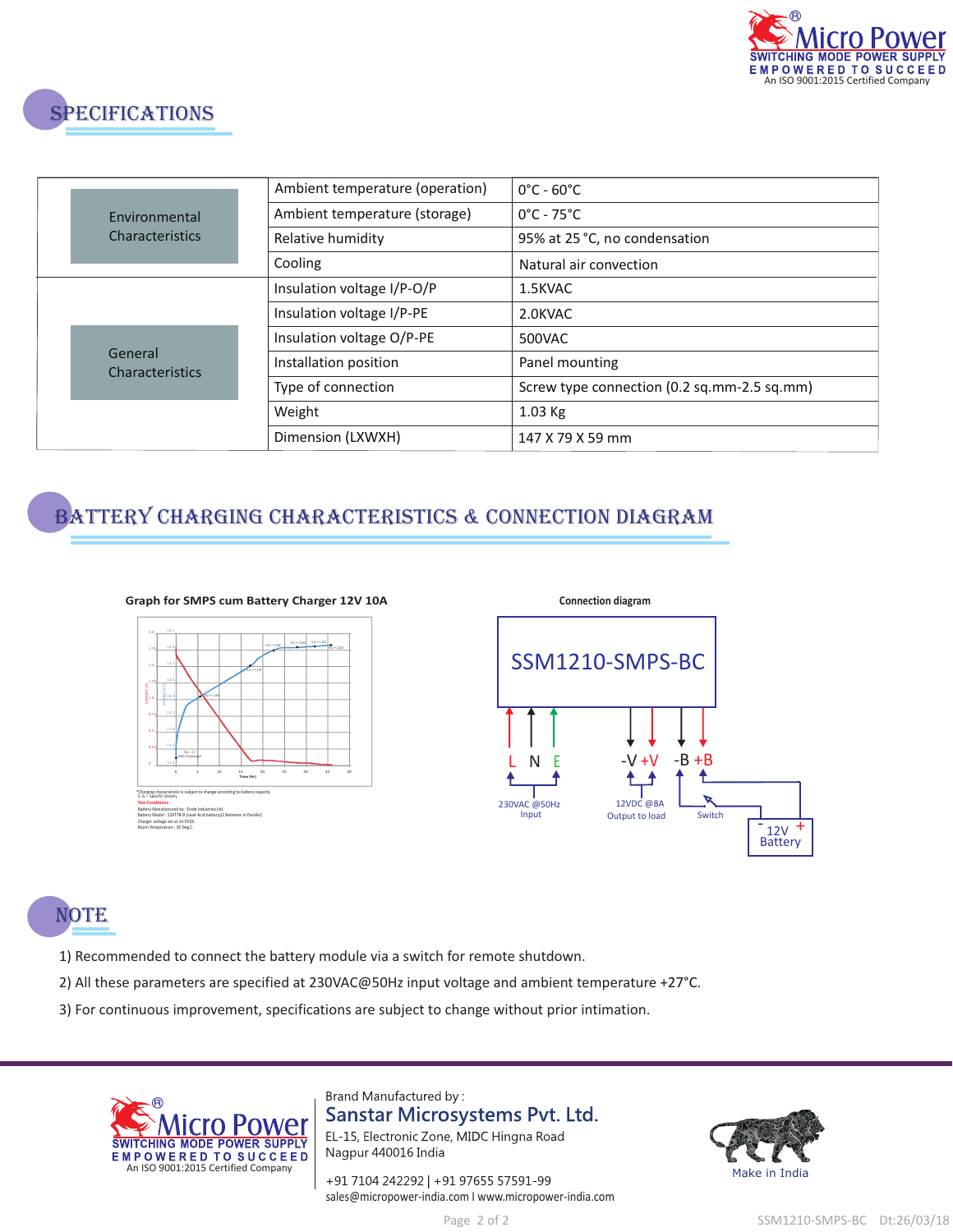## SPECIFICATIONS

| | | |
|---|---|---|
| Environmental Characteristics | Ambient temperature (operation) | 0°C - 60°C |
| | Ambient temperature (storage) | 0°C - 75°C |
| | Relative humidity | 95% at 25 °C, no condensation |
| | Cooling | Natural air convection |
| General Characteristics | Insulation voltage I/P-O/P | 1.5KVAC |
| | Insulation voltage I/P-PE | 2.0KVAC |
| | Insulation voltage O/P-PE | 500VAC |
| | Installation position | Panel mounting |
| | Type of connection | Screw type connection (0.2 sq.mm-2.5 sq.mm) |
| | Weight | 1.03 Kg |
| | Dimension (LXWXH) | 147 X 79 X 59 mm |

## BATTERY CHARGING CHARACTERISTICS & CONNECTION DIAGRAM

**Graph for SMPS cum Battery Charger 12V 10A**

Time (Hr)

0 5 10 15 20 25 30 35 40

*Charging characteristic is subject to change according to battery capacity.
S. G - Specific Gravity
Test Conditions :
Battery Manufactured by : Exide Industries Ltd.
Battery Model : 12XTP8-B (Lead Acid battery)(2 Batteries in Parallel)
Charger voltage set at 14.5VDC.
Room Temperature : 30 Deg.C.

**Connection diagram**

SSM1210-SMPS-BC

L N E

230VAC @50Hz Input

-V +V

12VDC @8A Output to load

-B +B

Switch

12V Battery

## NOTE

1) Recommended to connect the battery module via a switch for remote shutdown.
2) All these parameters are specified at 230VAC@50Hz input voltage and ambient temperature +27°C.
3) For continuous improvement, specifications are subject to change without prior intimation.

Brand Manufactured by :
**Sanstar Microsystems Pvt. Ltd.**
EL-15, Electronic Zone, MIDC Hingna Road
Nagpur 440016 India

+91 7104 242292 | +91 97655 57591-99
sales@micropower-india.com I www.micropower-india.com

Make in India